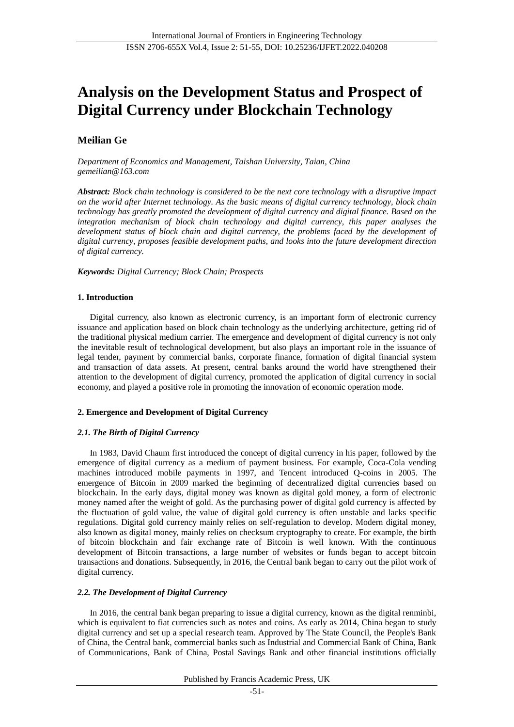# Analysis on the Development Status and Prospect of Digital Currency under Blockchain Technology

**Meilian Ge**

*Department of Economics and Management, Taishan University, Taian, China*
*gemeilian@163.com*

***Abstract:*** *Block chain technology is considered to be the next core technology with a disruptive impact on the world after Internet technology. As the basic means of digital currency technology, block chain technology has greatly promoted the development of digital currency and digital finance. Based on the integration mechanism of block chain technology and digital currency, this paper analyses the development status of block chain and digital currency, the problems faced by the development of digital currency, proposes feasible development paths, and looks into the future development direction of digital currency.*

***Keywords:*** *Digital Currency; Block Chain; Prospects*

## 1. Introduction

Digital currency, also known as electronic currency, is an important form of electronic currency issuance and application based on block chain technology as the underlying architecture, getting rid of the traditional physical medium carrier. The emergence and development of digital currency is not only the inevitable result of technological development, but also plays an important role in the issuance of legal tender, payment by commercial banks, corporate finance, formation of digital financial system and transaction of data assets. At present, central banks around the world have strengthened their attention to the development of digital currency, promoted the application of digital currency in social economy, and played a positive role in promoting the innovation of economic operation mode.

## 2. Emergence and Development of Digital Currency

### *2.1. The Birth of Digital Currency*

In 1983, David Chaum first introduced the concept of digital currency in his paper, followed by the emergence of digital currency as a medium of payment business. For example, Coca-Cola vending machines introduced mobile payments in 1997, and Tencent introduced Q-coins in 2005. The emergence of Bitcoin in 2009 marked the beginning of decentralized digital currencies based on blockchain. In the early days, digital money was known as digital gold money, a form of electronic money named after the weight of gold. As the purchasing power of digital gold currency is affected by the fluctuation of gold value, the value of digital gold currency is often unstable and lacks specific regulations. Digital gold currency mainly relies on self-regulation to develop. Modern digital money, also known as digital money, mainly relies on checksum cryptography to create. For example, the birth of bitcoin blockchain and fair exchange rate of Bitcoin is well known. With the continuous development of Bitcoin transactions, a large number of websites or funds began to accept bitcoin transactions and donations. Subsequently, in 2016, the Central bank began to carry out the pilot work of digital currency.

### *2.2. The Development of Digital Currency*

In 2016, the central bank began preparing to issue a digital currency, known as the digital renminbi, which is equivalent to fiat currencies such as notes and coins. As early as 2014, China began to study digital currency and set up a special research team. Approved by The State Council, the People's Bank of China, the Central bank, commercial banks such as Industrial and Commercial Bank of China, Bank of Communications, Bank of China, Postal Savings Bank and other financial institutions officially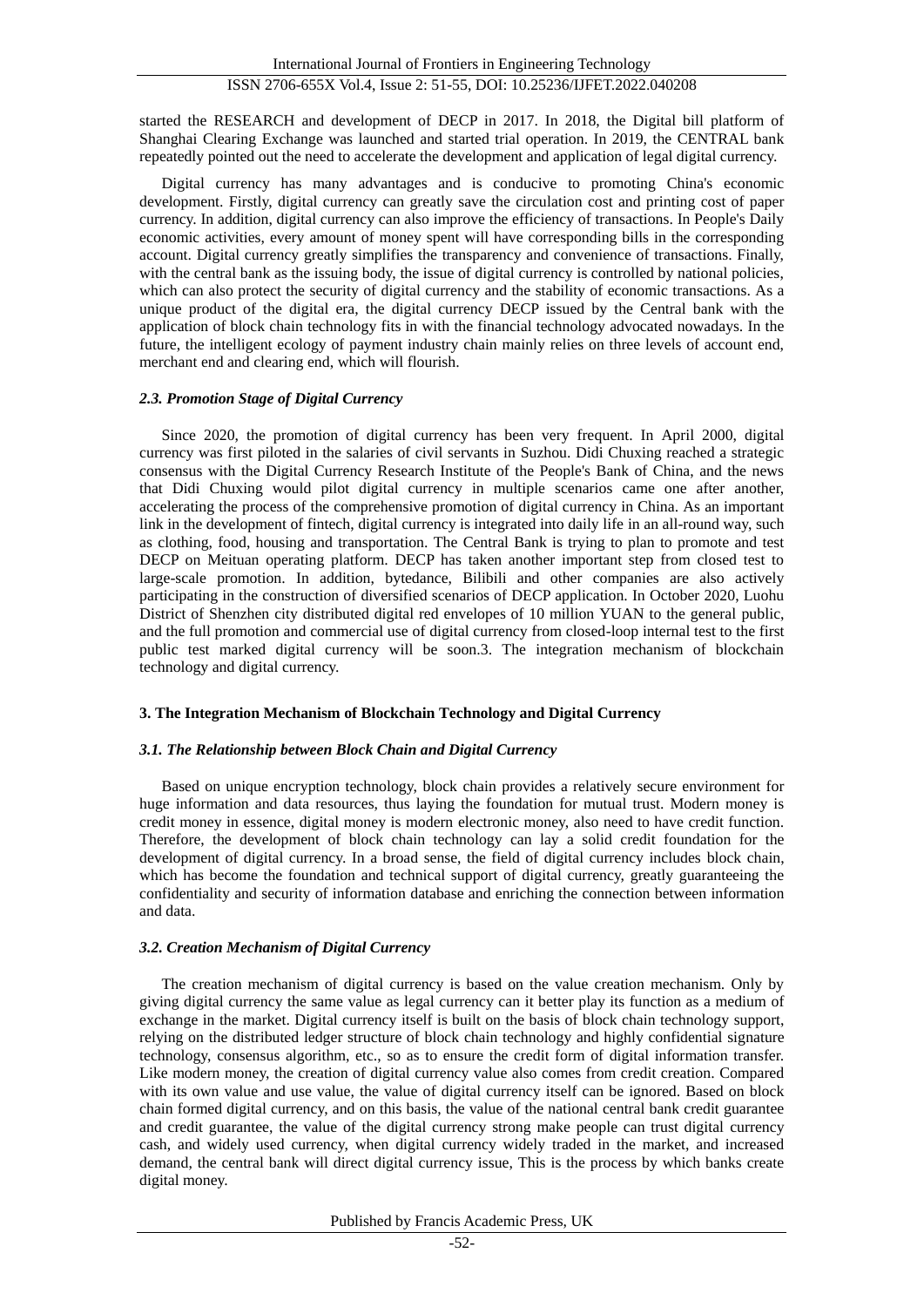started the RESEARCH and development of DECP in 2017. In 2018, the Digital bill platform of Shanghai Clearing Exchange was launched and started trial operation. In 2019, the CENTRAL bank repeatedly pointed out the need to accelerate the development and application of legal digital currency.

Digital currency has many advantages and is conducive to promoting China's economic development. Firstly, digital currency can greatly save the circulation cost and printing cost of paper currency. In addition, digital currency can also improve the efficiency of transactions. In People's Daily economic activities, every amount of money spent will have corresponding bills in the corresponding account. Digital currency greatly simplifies the transparency and convenience of transactions. Finally, with the central bank as the issuing body, the issue of digital currency is controlled by national policies, which can also protect the security of digital currency and the stability of economic transactions. As a unique product of the digital era, the digital currency DECP issued by the Central bank with the application of block chain technology fits in with the financial technology advocated nowadays. In the future, the intelligent ecology of payment industry chain mainly relies on three levels of account end, merchant end and clearing end, which will flourish.

### *2.3. Promotion Stage of Digital Currency*

Since 2020, the promotion of digital currency has been very frequent. In April 2000, digital currency was first piloted in the salaries of civil servants in Suzhou. Didi Chuxing reached a strategic consensus with the Digital Currency Research Institute of the People's Bank of China, and the news that Didi Chuxing would pilot digital currency in multiple scenarios came one after another, accelerating the process of the comprehensive promotion of digital currency in China. As an important link in the development of fintech, digital currency is integrated into daily life in an all-round way, such as clothing, food, housing and transportation. The Central Bank is trying to plan to promote and test DECP on Meituan operating platform. DECP has taken another important step from closed test to large-scale promotion. In addition, bytedance, Bilibili and other companies are also actively participating in the construction of diversified scenarios of DECP application. In October 2020, Luohu District of Shenzhen city distributed digital red envelopes of 10 million YUAN to the general public, and the full promotion and commercial use of digital currency from closed-loop internal test to the first public test marked digital currency will be soon.3. The integration mechanism of blockchain technology and digital currency.

## 3. The Integration Mechanism of Blockchain Technology and Digital Currency

### *3.1. The Relationship between Block Chain and Digital Currency*

Based on unique encryption technology, block chain provides a relatively secure environment for huge information and data resources, thus laying the foundation for mutual trust. Modern money is credit money in essence, digital money is modern electronic money, also need to have credit function. Therefore, the development of block chain technology can lay a solid credit foundation for the development of digital currency. In a broad sense, the field of digital currency includes block chain, which has become the foundation and technical support of digital currency, greatly guaranteeing the confidentiality and security of information database and enriching the connection between information and data.

### *3.2. Creation Mechanism of Digital Currency*

The creation mechanism of digital currency is based on the value creation mechanism. Only by giving digital currency the same value as legal currency can it better play its function as a medium of exchange in the market. Digital currency itself is built on the basis of block chain technology support, relying on the distributed ledger structure of block chain technology and highly confidential signature technology, consensus algorithm, etc., so as to ensure the credit form of digital information transfer. Like modern money, the creation of digital currency value also comes from credit creation. Compared with its own value and use value, the value of digital currency itself can be ignored. Based on block chain formed digital currency, and on this basis, the value of the national central bank credit guarantee and credit guarantee, the value of the digital currency strong make people can trust digital currency cash, and widely used currency, when digital currency widely traded in the market, and increased demand, the central bank will direct digital currency issue, This is the process by which banks create digital money.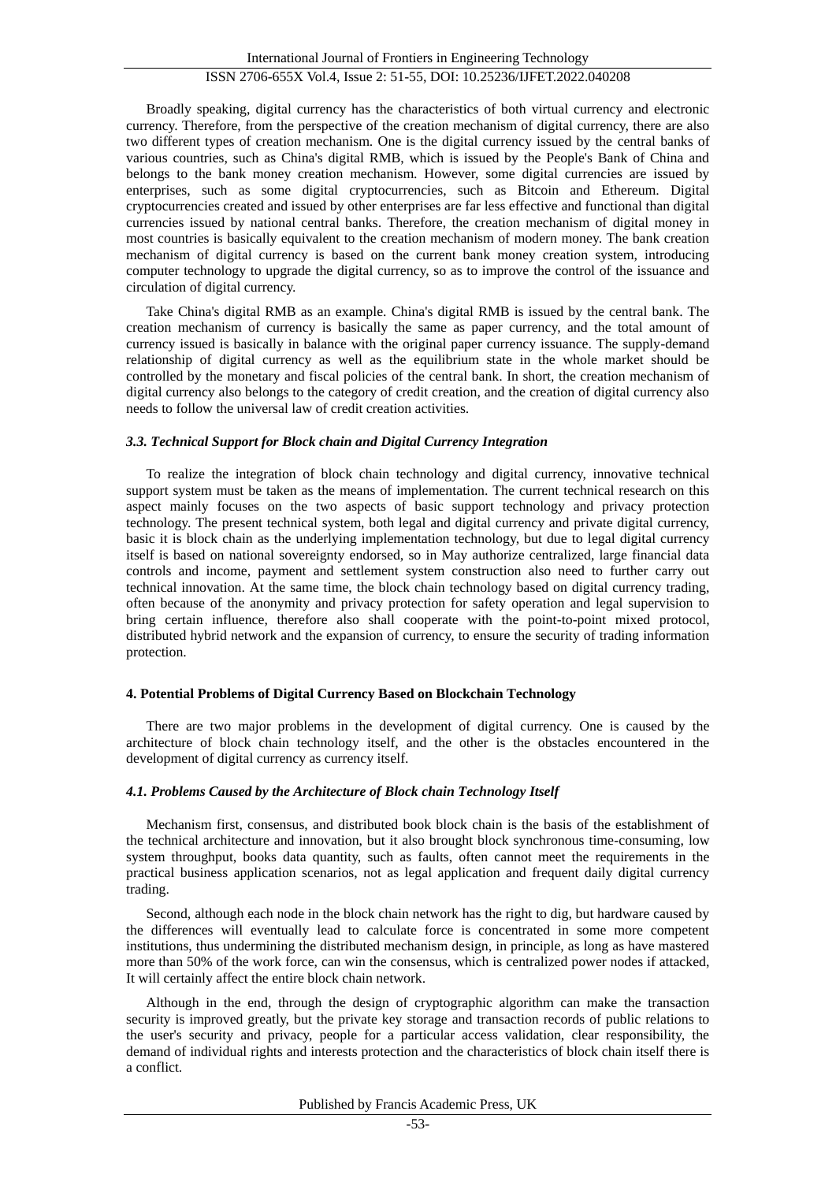Broadly speaking, digital currency has the characteristics of both virtual currency and electronic currency. Therefore, from the perspective of the creation mechanism of digital currency, there are also two different types of creation mechanism. One is the digital currency issued by the central banks of various countries, such as China's digital RMB, which is issued by the People's Bank of China and belongs to the bank money creation mechanism. However, some digital currencies are issued by enterprises, such as some digital cryptocurrencies, such as Bitcoin and Ethereum. Digital cryptocurrencies created and issued by other enterprises are far less effective and functional than digital currencies issued by national central banks. Therefore, the creation mechanism of digital money in most countries is basically equivalent to the creation mechanism of modern money. The bank creation mechanism of digital currency is based on the current bank money creation system, introducing computer technology to upgrade the digital currency, so as to improve the control of the issuance and circulation of digital currency.

Take China's digital RMB as an example. China's digital RMB is issued by the central bank. The creation mechanism of currency is basically the same as paper currency, and the total amount of currency issued is basically in balance with the original paper currency issuance. The supply-demand relationship of digital currency as well as the equilibrium state in the whole market should be controlled by the monetary and fiscal policies of the central bank. In short, the creation mechanism of digital currency also belongs to the category of credit creation, and the creation of digital currency also needs to follow the universal law of credit creation activities.

### *3.3. Technical Support for Block chain and Digital Currency Integration*

To realize the integration of block chain technology and digital currency, innovative technical support system must be taken as the means of implementation. The current technical research on this aspect mainly focuses on the two aspects of basic support technology and privacy protection technology. The present technical system, both legal and digital currency and private digital currency, basic it is block chain as the underlying implementation technology, but due to legal digital currency itself is based on national sovereignty endorsed, so in May authorize centralized, large financial data controls and income, payment and settlement system construction also need to further carry out technical innovation. At the same time, the block chain technology based on digital currency trading, often because of the anonymity and privacy protection for safety operation and legal supervision to bring certain influence, therefore also shall cooperate with the point-to-point mixed protocol, distributed hybrid network and the expansion of currency, to ensure the security of trading information protection.

## 4. Potential Problems of Digital Currency Based on Blockchain Technology

There are two major problems in the development of digital currency. One is caused by the architecture of block chain technology itself, and the other is the obstacles encountered in the development of digital currency as currency itself.

### *4.1. Problems Caused by the Architecture of Block chain Technology Itself*

Mechanism first, consensus, and distributed book block chain is the basis of the establishment of the technical architecture and innovation, but it also brought block synchronous time-consuming, low system throughput, books data quantity, such as faults, often cannot meet the requirements in the practical business application scenarios, not as legal application and frequent daily digital currency trading.

Second, although each node in the block chain network has the right to dig, but hardware caused by the differences will eventually lead to calculate force is concentrated in some more competent institutions, thus undermining the distributed mechanism design, in principle, as long as have mastered more than 50% of the work force, can win the consensus, which is centralized power nodes if attacked, It will certainly affect the entire block chain network.

Although in the end, through the design of cryptographic algorithm can make the transaction security is improved greatly, but the private key storage and transaction records of public relations to the user's security and privacy, people for a particular access validation, clear responsibility, the demand of individual rights and interests protection and the characteristics of block chain itself there is a conflict.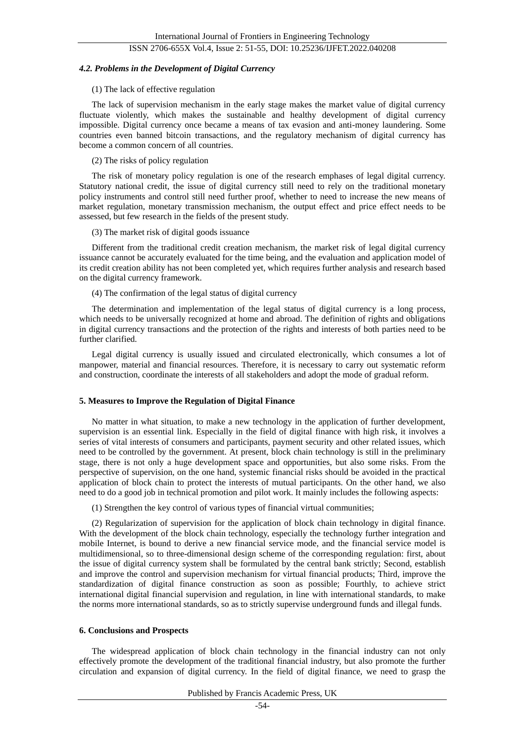#### *4.2. Problems in the Development of Digital Currency*

(1) The lack of effective regulation

The lack of supervision mechanism in the early stage makes the market value of digital currency fluctuate violently, which makes the sustainable and healthy development of digital currency impossible. Digital currency once became a means of tax evasion and anti-money laundering. Some countries even banned bitcoin transactions, and the regulatory mechanism of digital currency has become a common concern of all countries.

(2) The risks of policy regulation

The risk of monetary policy regulation is one of the research emphases of legal digital currency. Statutory national credit, the issue of digital currency still need to rely on the traditional monetary policy instruments and control still need further proof, whether to need to increase the new means of market regulation, monetary transmission mechanism, the output effect and price effect needs to be assessed, but few research in the fields of the present study.

(3) The market risk of digital goods issuance

Different from the traditional credit creation mechanism, the market risk of legal digital currency issuance cannot be accurately evaluated for the time being, and the evaluation and application model of its credit creation ability has not been completed yet, which requires further analysis and research based on the digital currency framework.

(4) The confirmation of the legal status of digital currency

The determination and implementation of the legal status of digital currency is a long process, which needs to be universally recognized at home and abroad. The definition of rights and obligations in digital currency transactions and the protection of the rights and interests of both parties need to be further clarified.

Legal digital currency is usually issued and circulated electronically, which consumes a lot of manpower, material and financial resources. Therefore, it is necessary to carry out systematic reform and construction, coordinate the interests of all stakeholders and adopt the mode of gradual reform.

## 5. Measures to Improve the Regulation of Digital Finance

No matter in what situation, to make a new technology in the application of further development, supervision is an essential link. Especially in the field of digital finance with high risk, it involves a series of vital interests of consumers and participants, payment security and other related issues, which need to be controlled by the government. At present, block chain technology is still in the preliminary stage, there is not only a huge development space and opportunities, but also some risks. From the perspective of supervision, on the one hand, systemic financial risks should be avoided in the practical application of block chain to protect the interests of mutual participants. On the other hand, we also need to do a good job in technical promotion and pilot work. It mainly includes the following aspects:

(1) Strengthen the key control of various types of financial virtual communities;

(2) Regularization of supervision for the application of block chain technology in digital finance. With the development of the block chain technology, especially the technology further integration and mobile Internet, is bound to derive a new financial service mode, and the financial service model is multidimensional, so to three-dimensional design scheme of the corresponding regulation: first, about the issue of digital currency system shall be formulated by the central bank strictly; Second, establish and improve the control and supervision mechanism for virtual financial products; Third, improve the standardization of digital finance construction as soon as possible; Fourthly, to achieve strict international digital financial supervision and regulation, in line with international standards, to make the norms more international standards, so as to strictly supervise underground funds and illegal funds.

## 6. Conclusions and Prospects

The widespread application of block chain technology in the financial industry can not only effectively promote the development of the traditional financial industry, but also promote the further circulation and expansion of digital currency. In the field of digital finance, we need to grasp the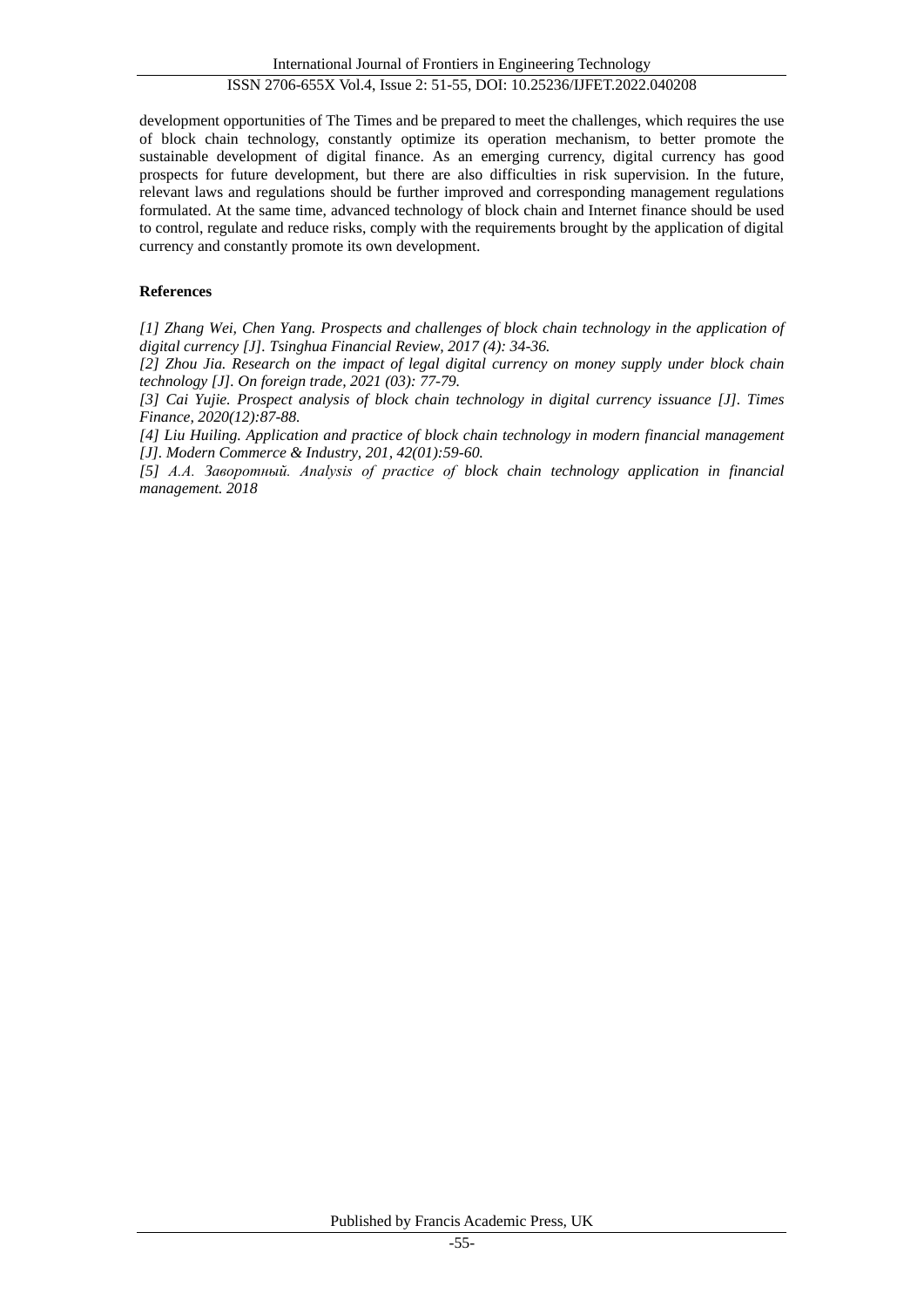development opportunities of The Times and be prepared to meet the challenges, which requires the use of block chain technology, constantly optimize its operation mechanism, to better promote the sustainable development of digital finance. As an emerging currency, digital currency has good prospects for future development, but there are also difficulties in risk supervision. In the future, relevant laws and regulations should be further improved and corresponding management regulations formulated. At the same time, advanced technology of block chain and Internet finance should be used to control, regulate and reduce risks, comply with the requirements brought by the application of digital currency and constantly promote its own development.

**References**

*[1] Zhang Wei, Chen Yang. Prospects and challenges of block chain technology in the application of digital currency [J]. Tsinghua Financial Review, 2017 (4): 34-36.*

*[2] Zhou Jia. Research on the impact of legal digital currency on money supply under block chain technology [J]. On foreign trade, 2021 (03): 77-79.*

*[3] Cai Yujie. Prospect analysis of block chain technology in digital currency issuance [J]. Times Finance, 2020(12):87-88.*

*[4] Liu Huiling. Application and practice of block chain technology in modern financial management [J]. Modern Commerce & Industry, 201, 42(01):59-60.*

*[5] А.А. Заворотный. Analysis of practice of block chain technology application in financial management. 2018*